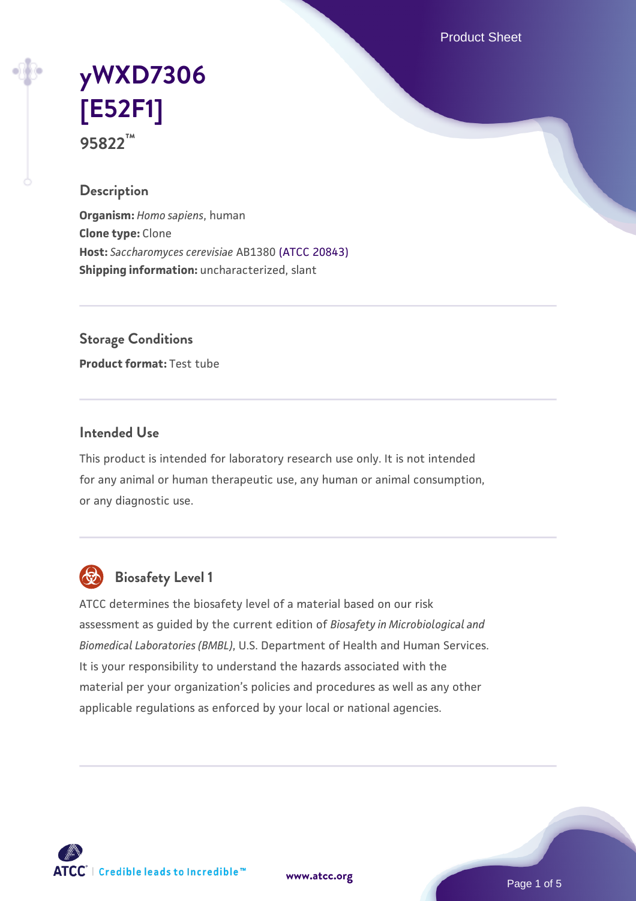# yWXD7306 [E52F1]

95822™

## Description

**Organism:** *Homo sapiens*, human
**Clone type:** Clone
**Host:** *Saccharomyces cerevisiae* AB1380 (ATCC 20843)
**Shipping information:** uncharacterized, slant

## Storage Conditions

**Product format:** Test tube

## Intended Use

This product is intended for laboratory research use only. It is not intended for any animal or human therapeutic use, any human or animal consumption, or any diagnostic use.

## Biosafety Level 1

ATCC determines the biosafety level of a material based on our risk assessment as guided by the current edition of *Biosafety in Microbiological and Biomedical Laboratories (BMBL)*, U.S. Department of Health and Human Services. It is your responsibility to understand the hazards associated with the material per your organization's policies and procedures as well as any other applicable regulations as enforced by your local or national agencies.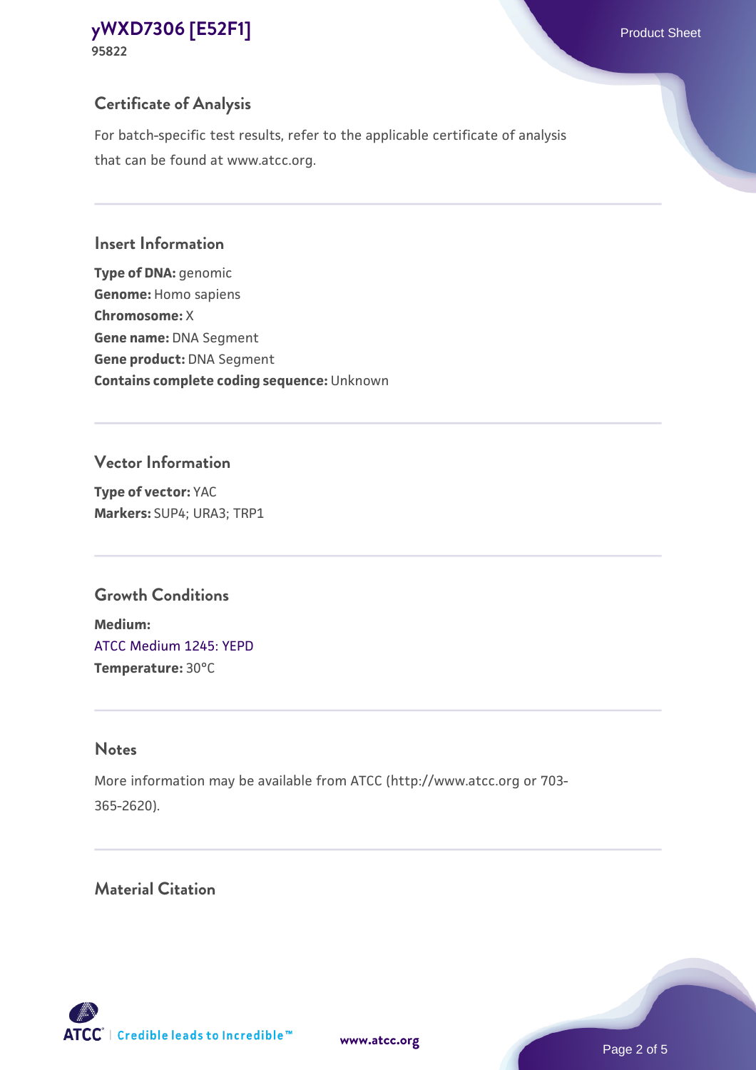## Certificate of Analysis

For batch-specific test results, refer to the applicable certificate of analysis that can be found at www.atcc.org.

## Insert Information

**Type of DNA:** genomic
**Genome:** Homo sapiens
**Chromosome:** X
**Gene name:** DNA Segment
**Gene product:** DNA Segment
**Contains complete coding sequence:** Unknown

## Vector Information

**Type of vector:** YAC
**Markers:** SUP4; URA3; TRP1

## Growth Conditions

**Medium:**
ATCC Medium 1245: YEPD
**Temperature:** 30°C

## Notes

More information may be available from ATCC (http://www.atcc.org or 703-365-2620).

## Material Citation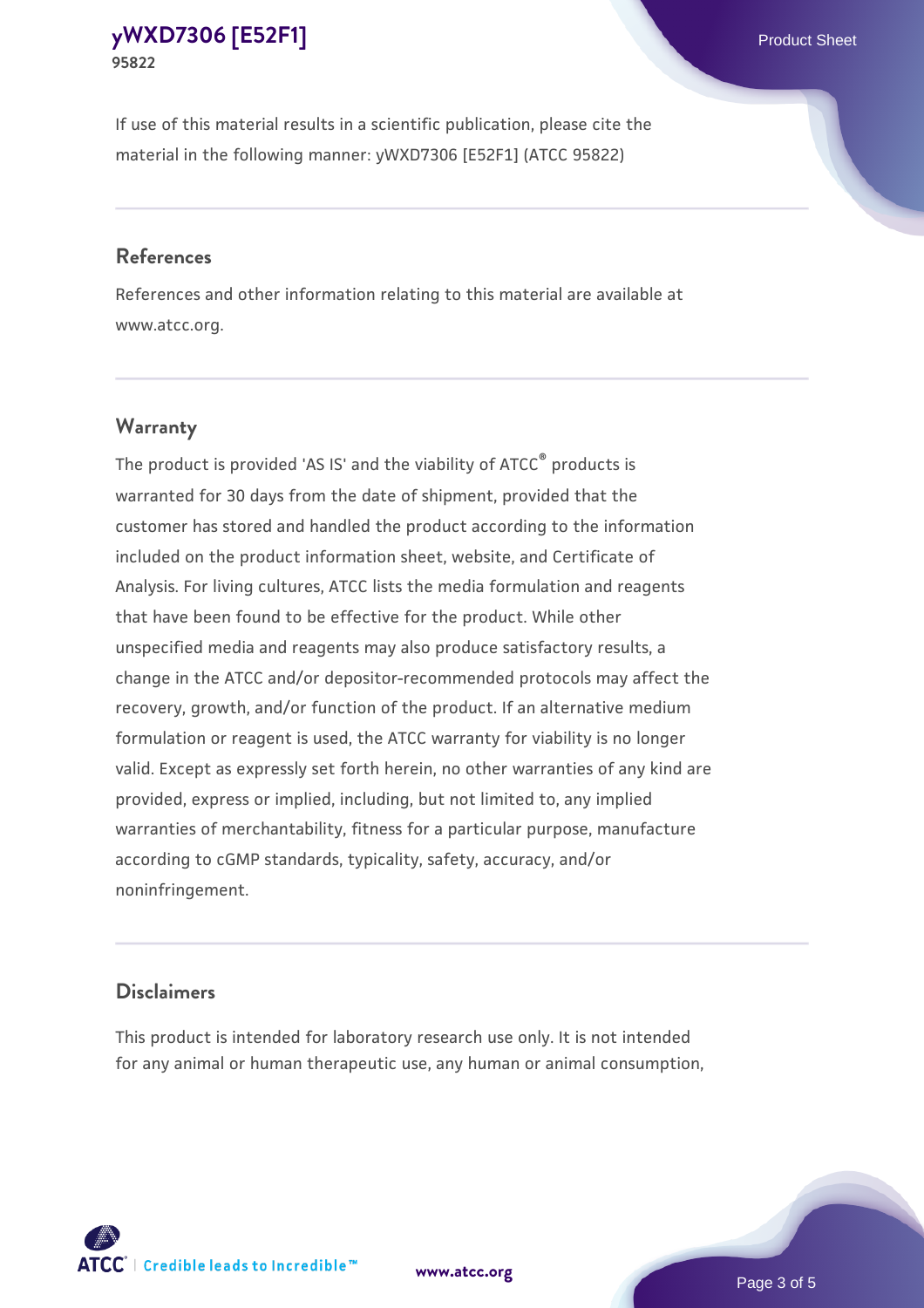If use of this material results in a scientific publication, please cite the material in the following manner: yWXD7306 [E52F1] (ATCC 95822)

## References

References and other information relating to this material are available at www.atcc.org.

## Warranty

The product is provided 'AS IS' and the viability of ATCC® products is warranted for 30 days from the date of shipment, provided that the customer has stored and handled the product according to the information included on the product information sheet, website, and Certificate of Analysis. For living cultures, ATCC lists the media formulation and reagents that have been found to be effective for the product. While other unspecified media and reagents may also produce satisfactory results, a change in the ATCC and/or depositor-recommended protocols may affect the recovery, growth, and/or function of the product. If an alternative medium formulation or reagent is used, the ATCC warranty for viability is no longer valid. Except as expressly set forth herein, no other warranties of any kind are provided, express or implied, including, but not limited to, any implied warranties of merchantability, fitness for a particular purpose, manufacture according to cGMP standards, typicality, safety, accuracy, and/or noninfringement.

## Disclaimers

This product is intended for laboratory research use only. It is not intended for any animal or human therapeutic use, any human or animal consumption,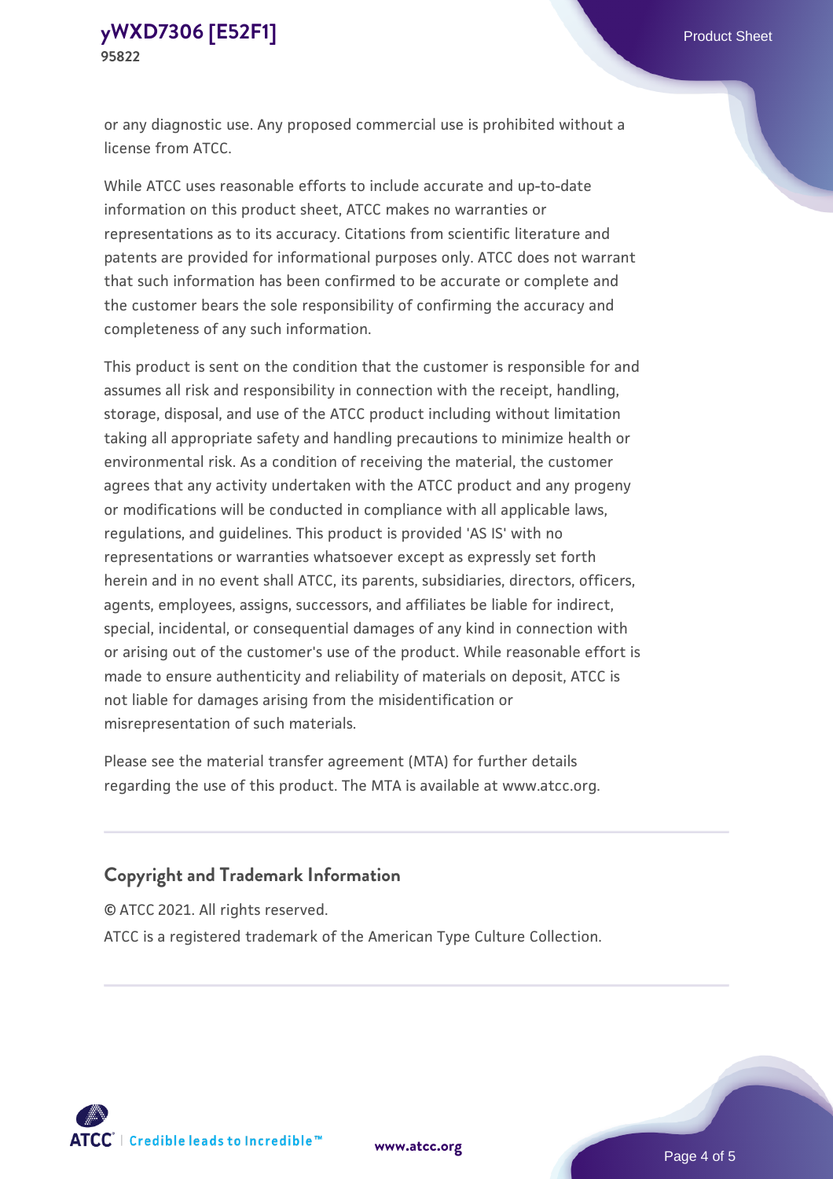or any diagnostic use. Any proposed commercial use is prohibited without a license from ATCC.

While ATCC uses reasonable efforts to include accurate and up-to-date information on this product sheet, ATCC makes no warranties or representations as to its accuracy. Citations from scientific literature and patents are provided for informational purposes only. ATCC does not warrant that such information has been confirmed to be accurate or complete and the customer bears the sole responsibility of confirming the accuracy and completeness of any such information.

This product is sent on the condition that the customer is responsible for and assumes all risk and responsibility in connection with the receipt, handling, storage, disposal, and use of the ATCC product including without limitation taking all appropriate safety and handling precautions to minimize health or environmental risk. As a condition of receiving the material, the customer agrees that any activity undertaken with the ATCC product and any progeny or modifications will be conducted in compliance with all applicable laws, regulations, and guidelines. This product is provided 'AS IS' with no representations or warranties whatsoever except as expressly set forth herein and in no event shall ATCC, its parents, subsidiaries, directors, officers, agents, employees, assigns, successors, and affiliates be liable for indirect, special, incidental, or consequential damages of any kind in connection with or arising out of the customer's use of the product. While reasonable effort is made to ensure authenticity and reliability of materials on deposit, ATCC is not liable for damages arising from the misidentification or misrepresentation of such materials.

Please see the material transfer agreement (MTA) for further details regarding the use of this product. The MTA is available at www.atcc.org.

## Copyright and Trademark Information

© ATCC 2021. All rights reserved.

ATCC is a registered trademark of the American Type Culture Collection.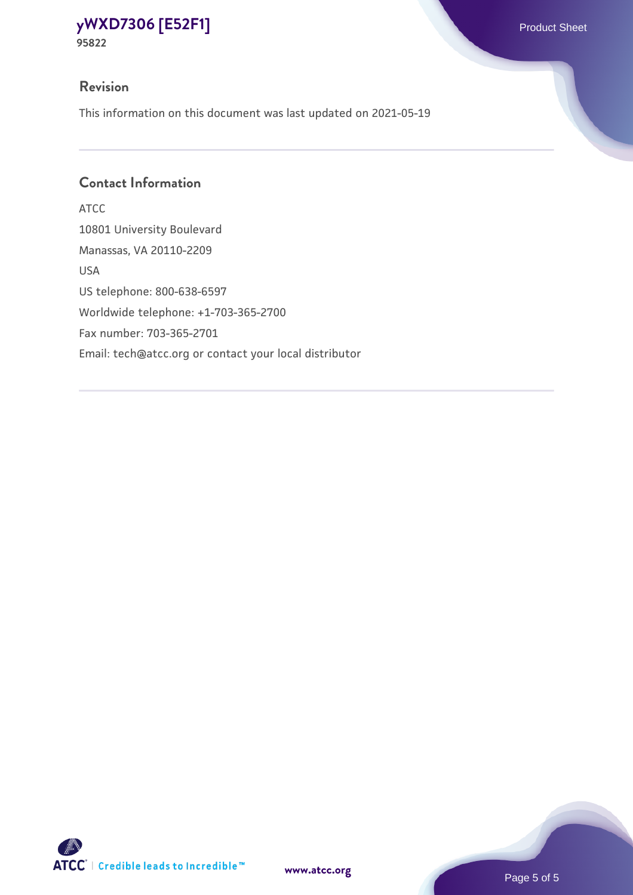## Revision

This information on this document was last updated on 2021-05-19

## Contact Information

ATCC
10801 University Boulevard
Manassas, VA 20110-2209
USA
US telephone: 800-638-6597
Worldwide telephone: +1-703-365-2700
Fax number: 703-365-2701
Email: tech@atcc.org or contact your local distributor